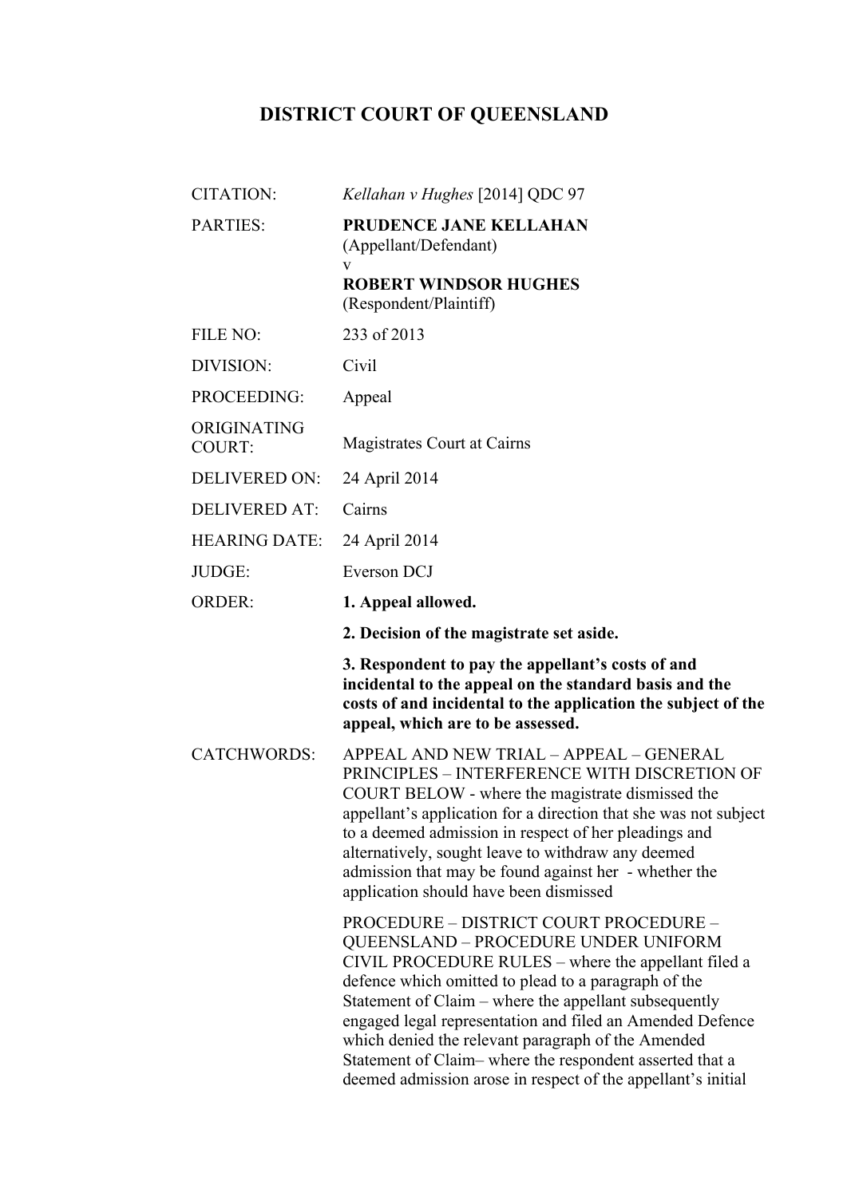# DISTRICT COURT OF QUEENSLAND

| | |
|---|---|
| CITATION: | *Kellahan v Hughes* [2014] QDC 97 |
| PARTIES: | **PRUDENCE JANE KELLAHAN** (Appellant/Defendant) v **ROBERT WINDSOR HUGHES** (Respondent/Plaintiff) |
| FILE NO: | 233 of 2013 |
| DIVISION: | Civil |
| PROCEEDING: | Appeal |
| ORIGINATING COURT: | Magistrates Court at Cairns |
| DELIVERED ON: | 24 April 2014 |
| DELIVERED AT: | Cairns |
| HEARING DATE: | 24 April 2014 |
| JUDGE: | Everson DCJ |
| ORDER: | **1. Appeal allowed.** **2. Decision of the magistrate set aside.** **3. Respondent to pay the appellant's costs of and incidental to the appeal on the standard basis and the costs of and incidental to the application the subject of the appeal, which are to be assessed.** |
| CATCHWORDS: | APPEAL AND NEW TRIAL – APPEAL – GENERAL PRINCIPLES – INTERFERENCE WITH DISCRETION OF COURT BELOW - where the magistrate dismissed the appellant's application for a direction that she was not subject to a deemed admission in respect of her pleadings and alternatively, sought leave to withdraw any deemed admission that may be found against her - whether the application should have been dismissed<br><br>PROCEDURE – DISTRICT COURT PROCEDURE – QUEENSLAND – PROCEDURE UNDER UNIFORM CIVIL PROCEDURE RULES – where the appellant filed a defence which omitted to plead to a paragraph of the Statement of Claim – where the appellant subsequently engaged legal representation and filed an Amended Defence which denied the relevant paragraph of the Amended Statement of Claim– where the respondent asserted that a deemed admission arose in respect of the appellant's initial |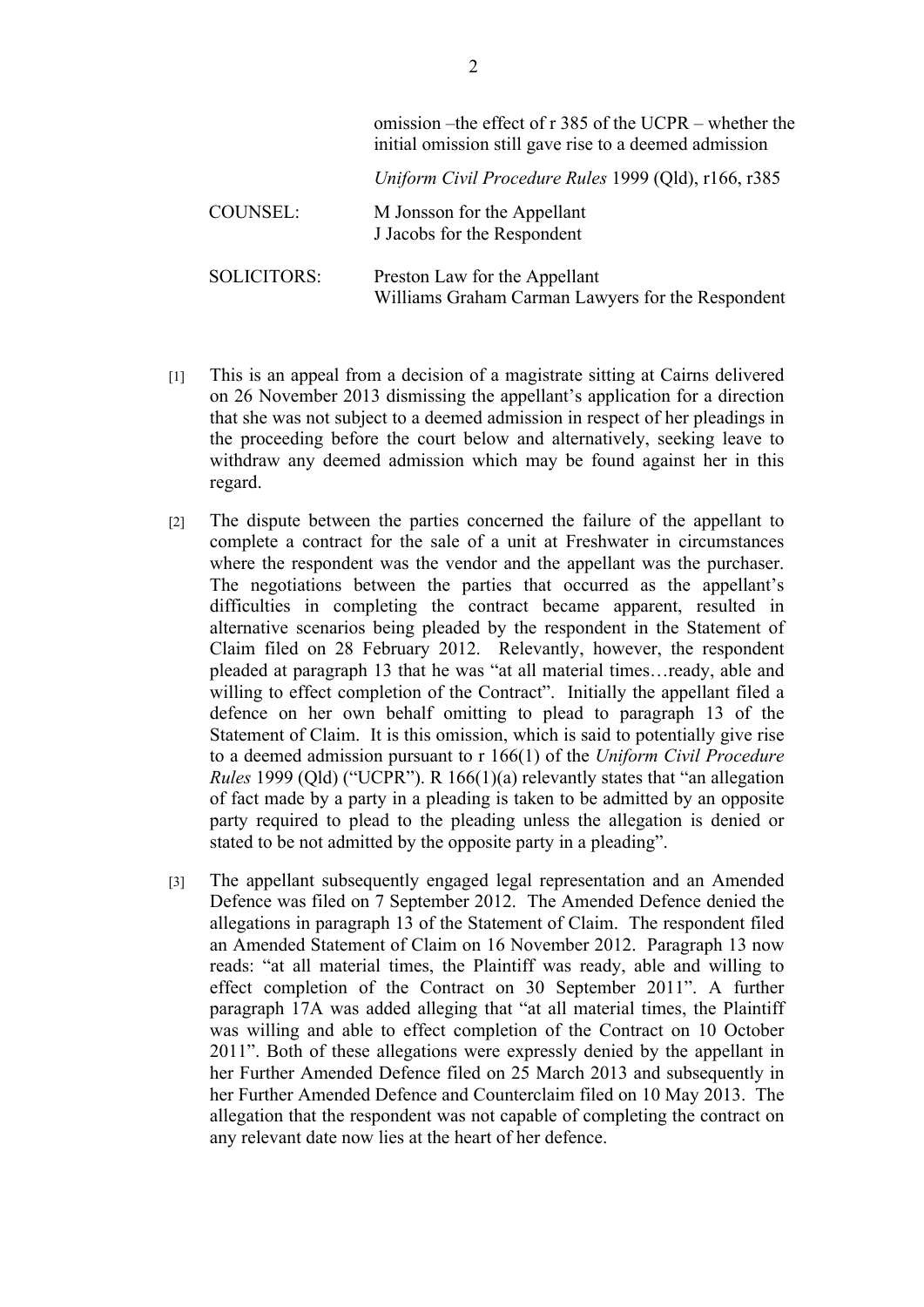|  |  |
| --- | --- |
|  | omission –the effect of r 385 of the UCPR – whether the initial omission still gave rise to a deemed admission |
|  | *Uniform Civil Procedure Rules* 1999 (Qld), r166, r385 |
| COUNSEL: | M Jonsson for the Appellant<br>J Jacobs for the Respondent |
| SOLICITORS: | Preston Law for the Appellant<br>Williams Graham Carman Lawyers for the Respondent |

[1] This is an appeal from a decision of a magistrate sitting at Cairns delivered on 26 November 2013 dismissing the appellant's application for a direction that she was not subject to a deemed admission in respect of her pleadings in the proceeding before the court below and alternatively, seeking leave to withdraw any deemed admission which may be found against her in this regard.

[2] The dispute between the parties concerned the failure of the appellant to complete a contract for the sale of a unit at Freshwater in circumstances where the respondent was the vendor and the appellant was the purchaser. The negotiations between the parties that occurred as the appellant's difficulties in completing the contract became apparent, resulted in alternative scenarios being pleaded by the respondent in the Statement of Claim filed on 28 February 2012. Relevantly, however, the respondent pleaded at paragraph 13 that he was "at all material times…ready, able and willing to effect completion of the Contract". Initially the appellant filed a defence on her own behalf omitting to plead to paragraph 13 of the Statement of Claim. It is this omission, which is said to potentially give rise to a deemed admission pursuant to r 166(1) of the *Uniform Civil Procedure Rules* 1999 (Qld) ("UCPR"). R 166(1)(a) relevantly states that "an allegation of fact made by a party in a pleading is taken to be admitted by an opposite party required to plead to the pleading unless the allegation is denied or stated to be not admitted by the opposite party in a pleading".

[3] The appellant subsequently engaged legal representation and an Amended Defence was filed on 7 September 2012. The Amended Defence denied the allegations in paragraph 13 of the Statement of Claim. The respondent filed an Amended Statement of Claim on 16 November 2012. Paragraph 13 now reads: "at all material times, the Plaintiff was ready, able and willing to effect completion of the Contract on 30 September 2011". A further paragraph 17A was added alleging that "at all material times, the Plaintiff was willing and able to effect completion of the Contract on 10 October 2011". Both of these allegations were expressly denied by the appellant in her Further Amended Defence filed on 25 March 2013 and subsequently in her Further Amended Defence and Counterclaim filed on 10 May 2013. The allegation that the respondent was not capable of completing the contract on any relevant date now lies at the heart of her defence.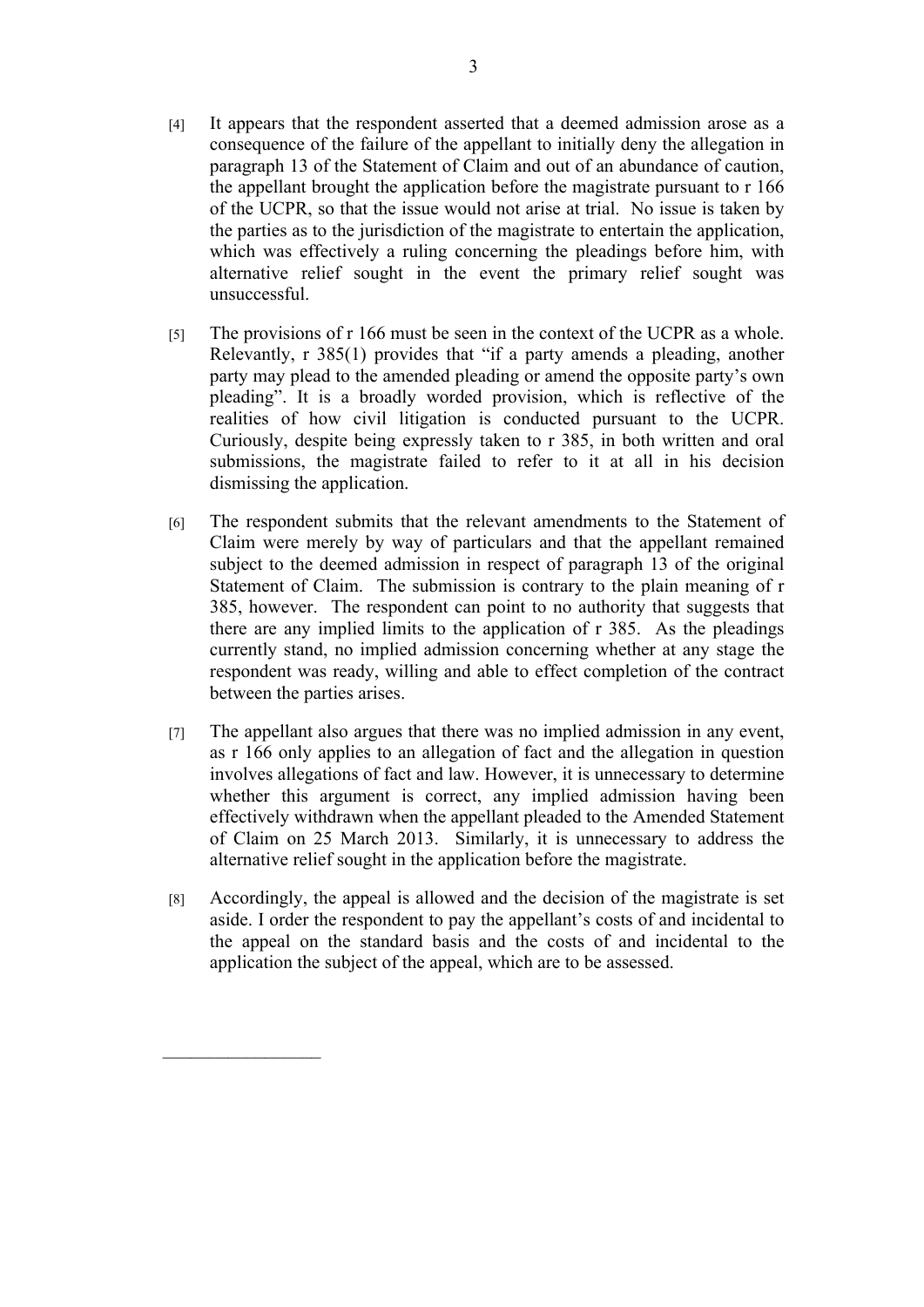[4] It appears that the respondent asserted that a deemed admission arose as a consequence of the failure of the appellant to initially deny the allegation in paragraph 13 of the Statement of Claim and out of an abundance of caution, the appellant brought the application before the magistrate pursuant to r 166 of the UCPR, so that the issue would not arise at trial. No issue is taken by the parties as to the jurisdiction of the magistrate to entertain the application, which was effectively a ruling concerning the pleadings before him, with alternative relief sought in the event the primary relief sought was unsuccessful.

[5] The provisions of r 166 must be seen in the context of the UCPR as a whole. Relevantly, r 385(1) provides that "if a party amends a pleading, another party may plead to the amended pleading or amend the opposite party's own pleading". It is a broadly worded provision, which is reflective of the realities of how civil litigation is conducted pursuant to the UCPR. Curiously, despite being expressly taken to r 385, in both written and oral submissions, the magistrate failed to refer to it at all in his decision dismissing the application.

[6] The respondent submits that the relevant amendments to the Statement of Claim were merely by way of particulars and that the appellant remained subject to the deemed admission in respect of paragraph 13 of the original Statement of Claim. The submission is contrary to the plain meaning of r 385, however. The respondent can point to no authority that suggests that there are any implied limits to the application of r 385. As the pleadings currently stand, no implied admission concerning whether at any stage the respondent was ready, willing and able to effect completion of the contract between the parties arises.

[7] The appellant also argues that there was no implied admission in any event, as r 166 only applies to an allegation of fact and the allegation in question involves allegations of fact and law. However, it is unnecessary to determine whether this argument is correct, any implied admission having been effectively withdrawn when the appellant pleaded to the Amended Statement of Claim on 25 March 2013. Similarly, it is unnecessary to address the alternative relief sought in the application before the magistrate.

[8] Accordingly, the appeal is allowed and the decision of the magistrate is set aside. I order the respondent to pay the appellant's costs of and incidental to the appeal on the standard basis and the costs of and incidental to the application the subject of the appeal, which are to be assessed.